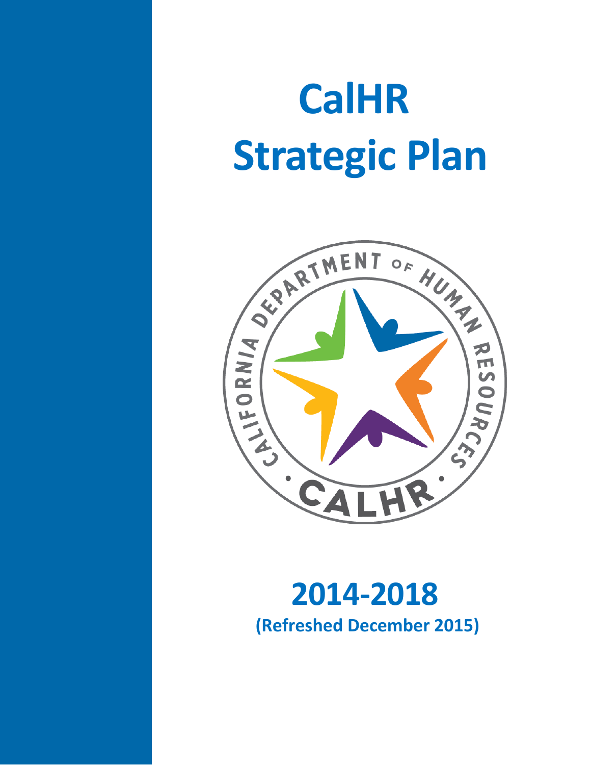# CalHR Strategic Plan

## 2014-2018

**(Refreshed December 2015)**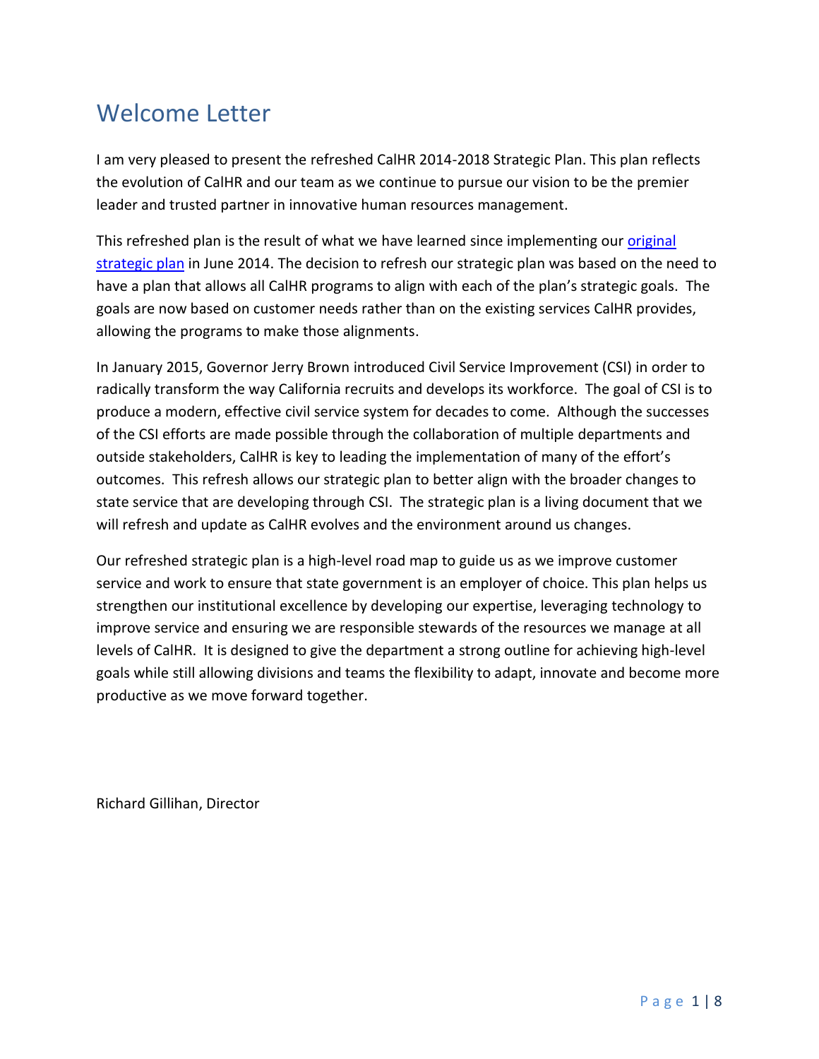# Welcome Letter

I am very pleased to present the refreshed CalHR 2014-2018 Strategic Plan. This plan reflects the evolution of CalHR and our team as we continue to pursue our vision to be the premier leader and trusted partner in innovative human resources management.

This refreshed plan is the result of what we have learned since implementing our original strategic plan in June 2014. The decision to refresh our strategic plan was based on the need to have a plan that allows all CalHR programs to align with each of the plan's strategic goals. The goals are now based on customer needs rather than on the existing services CalHR provides, allowing the programs to make those alignments.

In January 2015, Governor Jerry Brown introduced Civil Service Improvement (CSI) in order to radically transform the way California recruits and develops its workforce. The goal of CSI is to produce a modern, effective civil service system for decades to come. Although the successes of the CSI efforts are made possible through the collaboration of multiple departments and outside stakeholders, CalHR is key to leading the implementation of many of the effort's outcomes. This refresh allows our strategic plan to better align with the broader changes to state service that are developing through CSI. The strategic plan is a living document that we will refresh and update as CalHR evolves and the environment around us changes.

Our refreshed strategic plan is a high-level road map to guide us as we improve customer service and work to ensure that state government is an employer of choice. This plan helps us strengthen our institutional excellence by developing our expertise, leveraging technology to improve service and ensuring we are responsible stewards of the resources we manage at all levels of CalHR. It is designed to give the department a strong outline for achieving high-level goals while still allowing divisions and teams the flexibility to adapt, innovate and become more productive as we move forward together.

Richard Gillihan, Director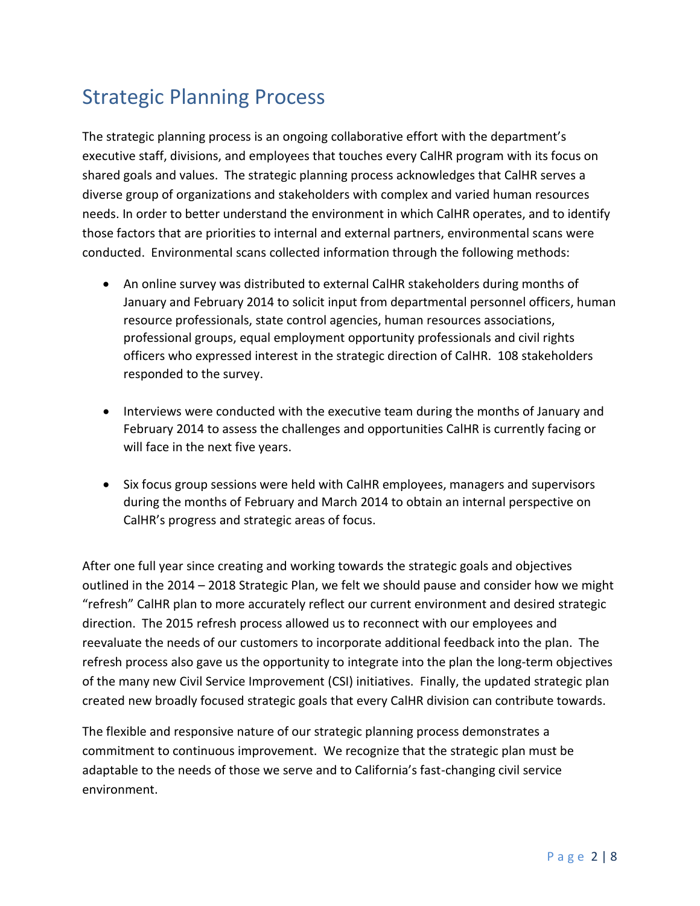# Strategic Planning Process

The strategic planning process is an ongoing collaborative effort with the department's executive staff, divisions, and employees that touches every CalHR program with its focus on shared goals and values. The strategic planning process acknowledges that CalHR serves a diverse group of organizations and stakeholders with complex and varied human resources needs. In order to better understand the environment in which CalHR operates, and to identify those factors that are priorities to internal and external partners, environmental scans were conducted. Environmental scans collected information through the following methods:

- An online survey was distributed to external CalHR stakeholders during months of January and February 2014 to solicit input from departmental personnel officers, human resource professionals, state control agencies, human resources associations, professional groups, equal employment opportunity professionals and civil rights officers who expressed interest in the strategic direction of CalHR. 108 stakeholders responded to the survey.

- Interviews were conducted with the executive team during the months of January and February 2014 to assess the challenges and opportunities CalHR is currently facing or will face in the next five years.

- Six focus group sessions were held with CalHR employees, managers and supervisors during the months of February and March 2014 to obtain an internal perspective on CalHR's progress and strategic areas of focus.

After one full year since creating and working towards the strategic goals and objectives outlined in the 2014 – 2018 Strategic Plan, we felt we should pause and consider how we might "refresh" CalHR plan to more accurately reflect our current environment and desired strategic direction. The 2015 refresh process allowed us to reconnect with our employees and reevaluate the needs of our customers to incorporate additional feedback into the plan. The refresh process also gave us the opportunity to integrate into the plan the long-term objectives of the many new Civil Service Improvement (CSI) initiatives. Finally, the updated strategic plan created new broadly focused strategic goals that every CalHR division can contribute towards.

The flexible and responsive nature of our strategic planning process demonstrates a commitment to continuous improvement. We recognize that the strategic plan must be adaptable to the needs of those we serve and to California's fast-changing civil service environment.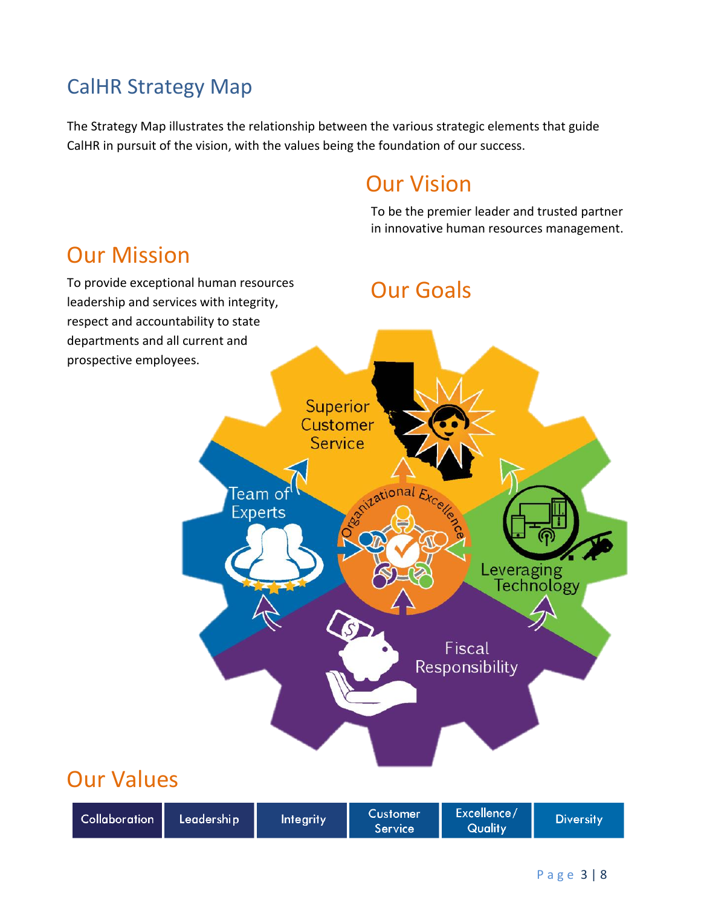# CalHR Strategy Map

The Strategy Map illustrates the relationship between the various strategic elements that guide CalHR in pursuit of the vision, with the values being the foundation of our success.

## Our Vision

To be the premier leader and trusted partner in innovative human resources management.

## Our Mission

To provide exceptional human resources leadership and services with integrity, respect and accountability to state departments and all current and prospective employees.

## Our Goals

- Superior Customer Service
- Team of Experts
- Leveraging Technology
- Fiscal Responsibility
- Organizational Excellence

## Our Values

| Collaboration | Leadership | Integrity | Customer Service | Excellence/ Quality | Diversity |
|---|---|---|---|---|---|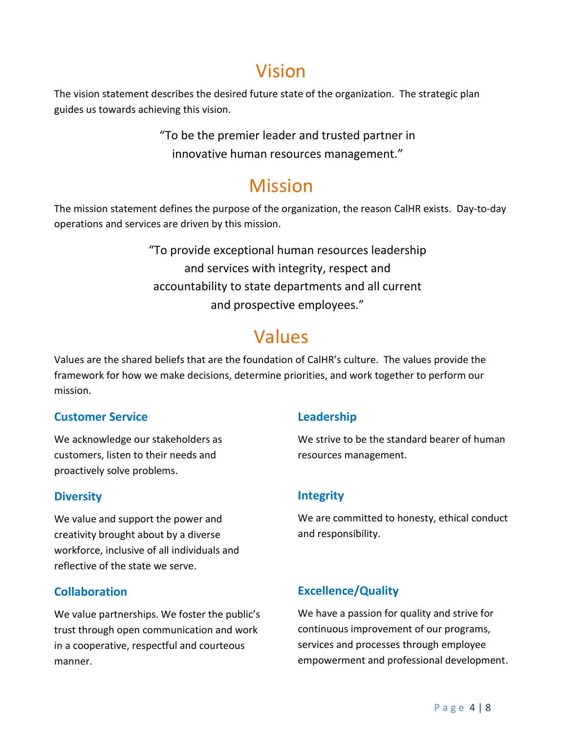# Vision

The vision statement describes the desired future state of the organization. The strategic plan guides us towards achieving this vision.

"To be the premier leader and trusted partner in innovative human resources management."

# Mission

The mission statement defines the purpose of the organization, the reason CalHR exists. Day-to-day operations and services are driven by this mission.

"To provide exceptional human resources leadership and services with integrity, respect and accountability to state departments and all current and prospective employees."

# Values

Values are the shared beliefs that are the foundation of CalHR's culture. The values provide the framework for how we make decisions, determine priorities, and work together to perform our mission.

### Customer Service

We acknowledge our stakeholders as customers, listen to their needs and proactively solve problems.

### Diversity

We value and support the power and creativity brought about by a diverse workforce, inclusive of all individuals and reflective of the state we serve.

### Collaboration

We value partnerships. We foster the public's trust through open communication and work in a cooperative, respectful and courteous manner.

### Leadership

We strive to be the standard bearer of human resources management.

### Integrity

We are committed to honesty, ethical conduct and responsibility.

### Excellence/Quality

We have a passion for quality and strive for continuous improvement of our programs, services and processes through employee empowerment and professional development.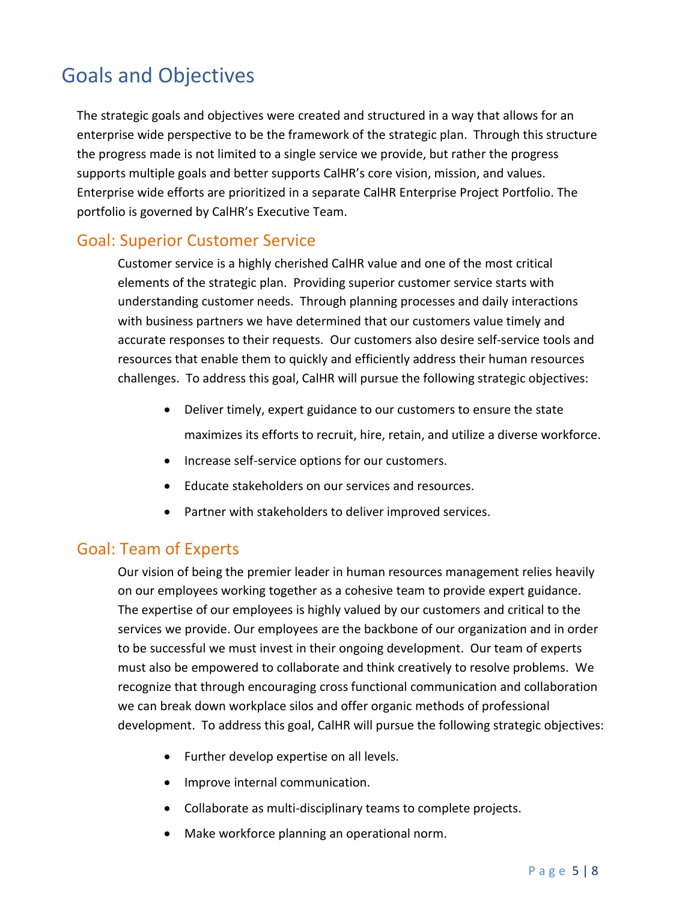# Goals and Objectives

The strategic goals and objectives were created and structured in a way that allows for an enterprise wide perspective to be the framework of the strategic plan. Through this structure the progress made is not limited to a single service we provide, but rather the progress supports multiple goals and better supports CalHR's core vision, mission, and values. Enterprise wide efforts are prioritized in a separate CalHR Enterprise Project Portfolio. The portfolio is governed by CalHR's Executive Team.

## Goal: Superior Customer Service

Customer service is a highly cherished CalHR value and one of the most critical elements of the strategic plan. Providing superior customer service starts with understanding customer needs. Through planning processes and daily interactions with business partners we have determined that our customers value timely and accurate responses to their requests. Our customers also desire self-service tools and resources that enable them to quickly and efficiently address their human resources challenges. To address this goal, CalHR will pursue the following strategic objectives:

- Deliver timely, expert guidance to our customers to ensure the state maximizes its efforts to recruit, hire, retain, and utilize a diverse workforce.
- Increase self-service options for our customers.
- Educate stakeholders on our services and resources.
- Partner with stakeholders to deliver improved services.

## Goal: Team of Experts

Our vision of being the premier leader in human resources management relies heavily on our employees working together as a cohesive team to provide expert guidance. The expertise of our employees is highly valued by our customers and critical to the services we provide. Our employees are the backbone of our organization and in order to be successful we must invest in their ongoing development. Our team of experts must also be empowered to collaborate and think creatively to resolve problems. We recognize that through encouraging cross functional communication and collaboration we can break down workplace silos and offer organic methods of professional development. To address this goal, CalHR will pursue the following strategic objectives:

- Further develop expertise on all levels.
- Improve internal communication.
- Collaborate as multi-disciplinary teams to complete projects.
- Make workforce planning an operational norm.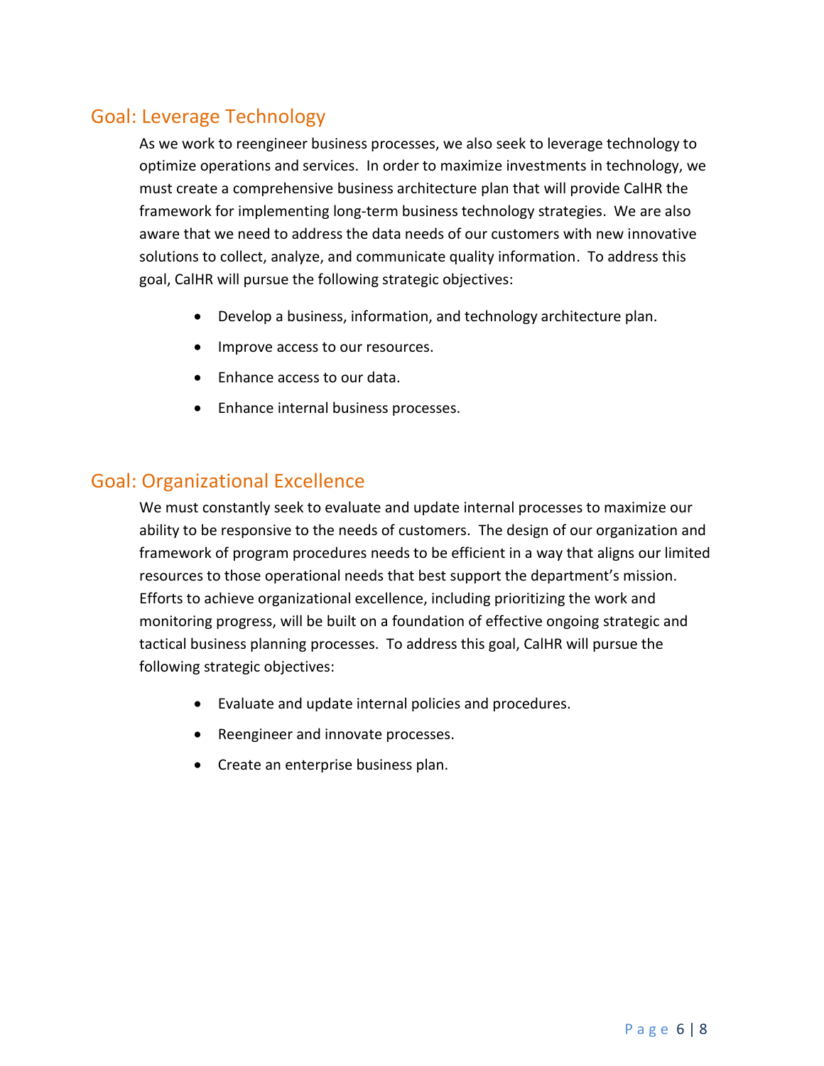## Goal: Leverage Technology

As we work to reengineer business processes, we also seek to leverage technology to optimize operations and services. In order to maximize investments in technology, we must create a comprehensive business architecture plan that will provide CalHR the framework for implementing long-term business technology strategies. We are also aware that we need to address the data needs of our customers with new innovative solutions to collect, analyze, and communicate quality information. To address this goal, CalHR will pursue the following strategic objectives:

- Develop a business, information, and technology architecture plan.
- Improve access to our resources.
- Enhance access to our data.
- Enhance internal business processes.

## Goal: Organizational Excellence

We must constantly seek to evaluate and update internal processes to maximize our ability to be responsive to the needs of customers. The design of our organization and framework of program procedures needs to be efficient in a way that aligns our limited resources to those operational needs that best support the department's mission. Efforts to achieve organizational excellence, including prioritizing the work and monitoring progress, will be built on a foundation of effective ongoing strategic and tactical business planning processes. To address this goal, CalHR will pursue the following strategic objectives:

- Evaluate and update internal policies and procedures.
- Reengineer and innovate processes.
- Create an enterprise business plan.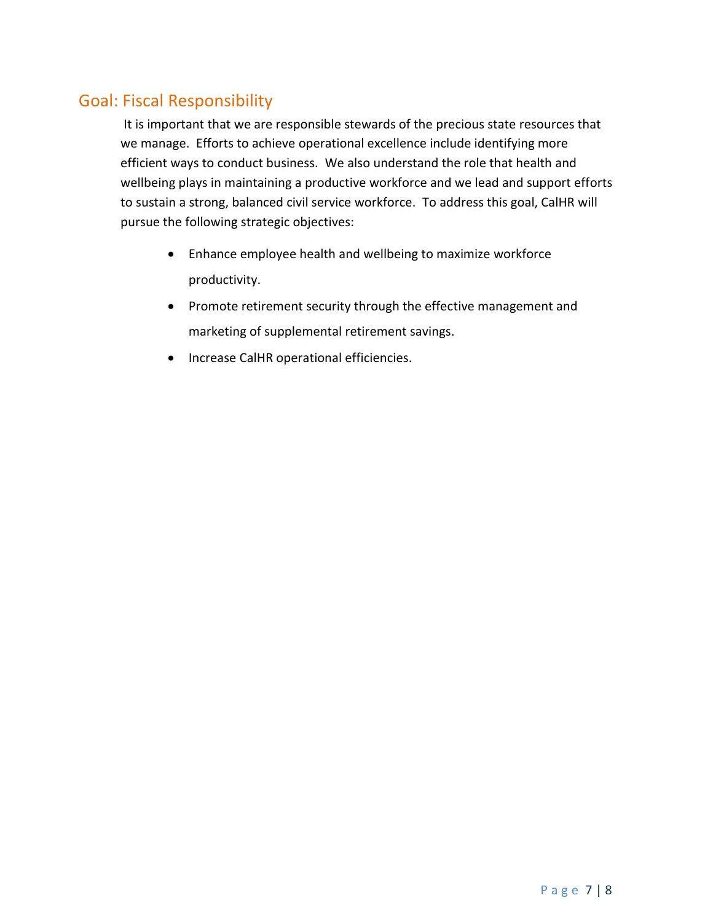## Goal: Fiscal Responsibility

It is important that we are responsible stewards of the precious state resources that we manage. Efforts to achieve operational excellence include identifying more efficient ways to conduct business. We also understand the role that health and wellbeing plays in maintaining a productive workforce and we lead and support efforts to sustain a strong, balanced civil service workforce. To address this goal, CalHR will pursue the following strategic objectives:

- Enhance employee health and wellbeing to maximize workforce productivity.
- Promote retirement security through the effective management and marketing of supplemental retirement savings.
- Increase CalHR operational efficiencies.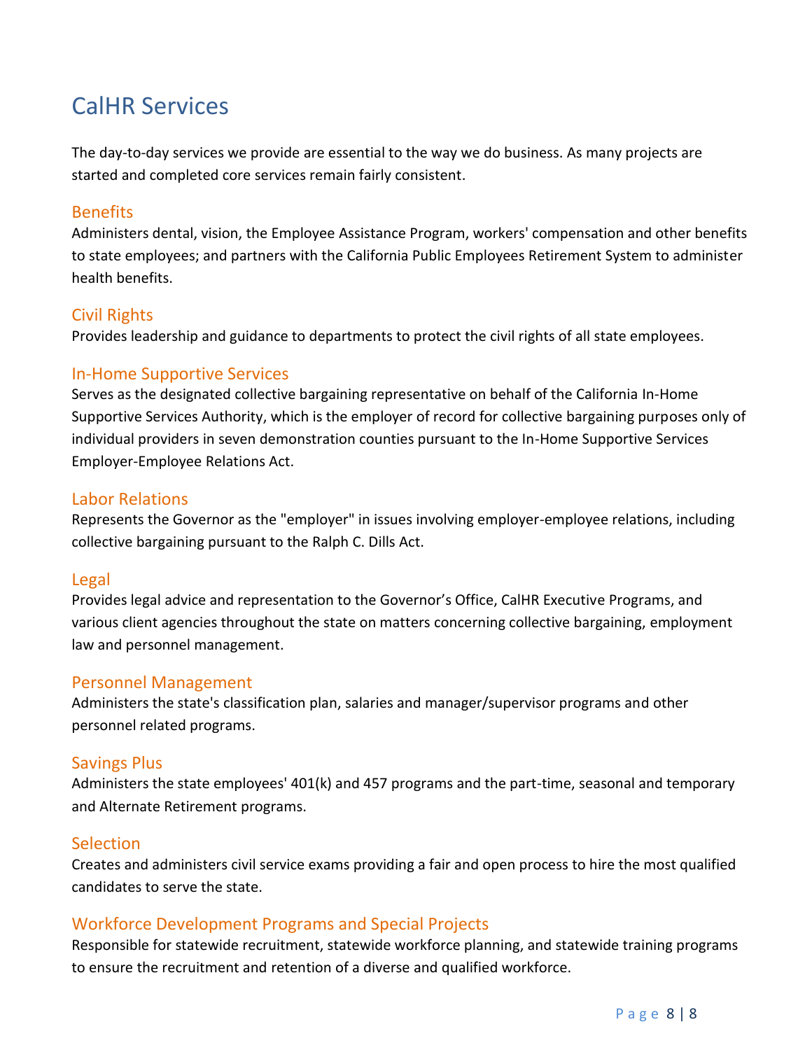# CalHR Services

The day-to-day services we provide are essential to the way we do business. As many projects are started and completed core services remain fairly consistent.

## Benefits

Administers dental, vision, the Employee Assistance Program, workers' compensation and other benefits to state employees; and partners with the California Public Employees Retirement System to administer health benefits.

## Civil Rights

Provides leadership and guidance to departments to protect the civil rights of all state employees.

## In-Home Supportive Services

Serves as the designated collective bargaining representative on behalf of the California In-Home Supportive Services Authority, which is the employer of record for collective bargaining purposes only of individual providers in seven demonstration counties pursuant to the In-Home Supportive Services Employer-Employee Relations Act.

## Labor Relations

Represents the Governor as the "employer" in issues involving employer-employee relations, including collective bargaining pursuant to the Ralph C. Dills Act.

## Legal

Provides legal advice and representation to the Governor's Office, CalHR Executive Programs, and various client agencies throughout the state on matters concerning collective bargaining, employment law and personnel management.

## Personnel Management

Administers the state's classification plan, salaries and manager/supervisor programs and other personnel related programs.

## Savings Plus

Administers the state employees' 401(k) and 457 programs and the part-time, seasonal and temporary and Alternate Retirement programs.

## Selection

Creates and administers civil service exams providing a fair and open process to hire the most qualified candidates to serve the state.

## Workforce Development Programs and Special Projects

Responsible for statewide recruitment, statewide workforce planning, and statewide training programs to ensure the recruitment and retention of a diverse and qualified workforce.